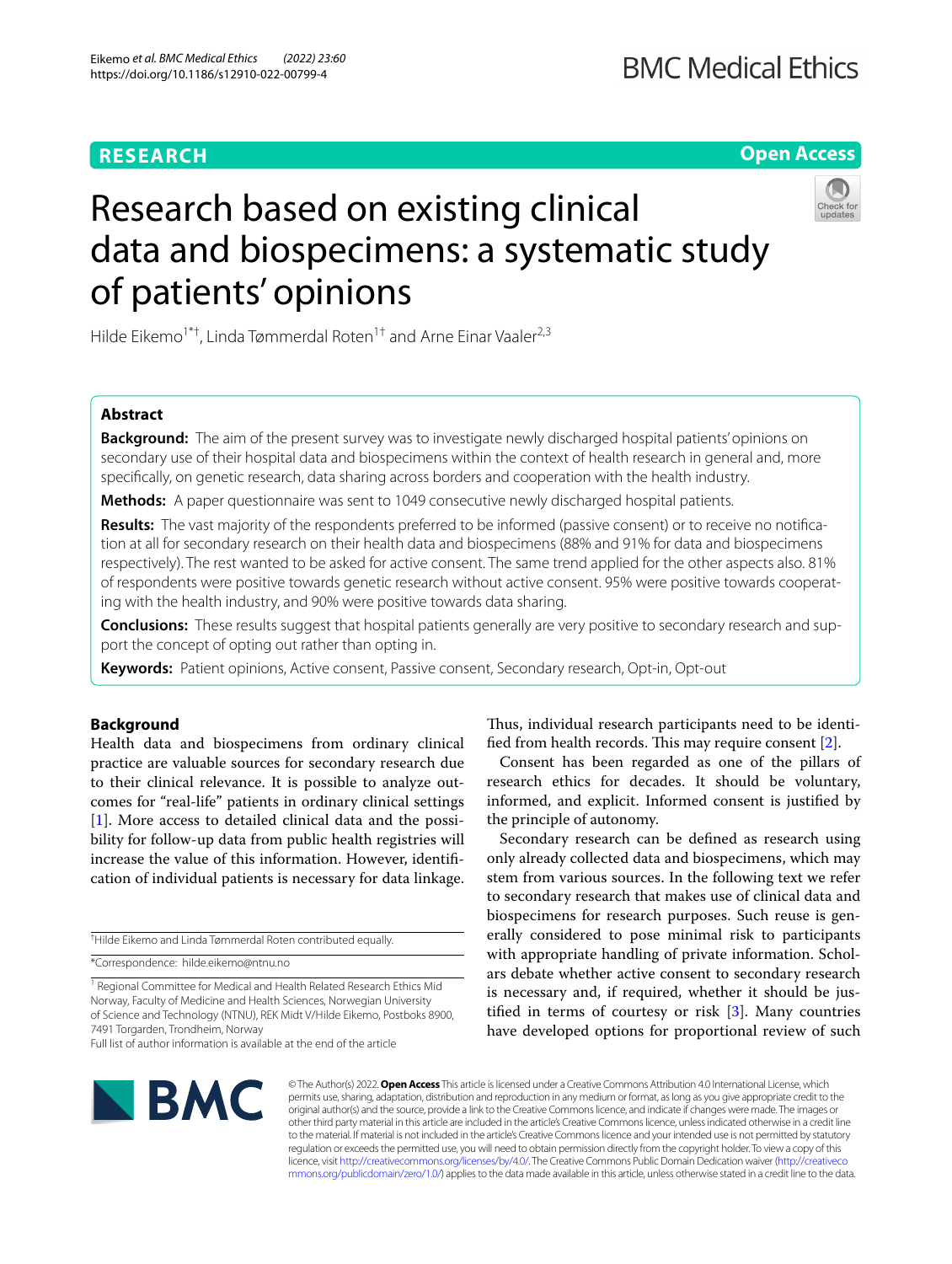**RESEARCH**

**Open Access**

# Research based on existing clinical data and biospecimens: a systematic study of patients' opinions

Hilde Eikemo[1*†], Linda Tømmerdal Roten[1†] and Arne Einar Vaaler[2,3]

## Abstract

**Background:** The aim of the present survey was to investigate newly discharged hospital patients' opinions on secondary use of their hospital data and biospecimens within the context of health research in general and, more specifically, on genetic research, data sharing across borders and cooperation with the health industry.

**Methods:** A paper questionnaire was sent to 1049 consecutive newly discharged hospital patients.

**Results:** The vast majority of the respondents preferred to be informed (passive consent) or to receive no notification at all for secondary research on their health data and biospecimens (88% and 91% for data and biospecimens respectively). The rest wanted to be asked for active consent. The same trend applied for the other aspects also. 81% of respondents were positive towards genetic research without active consent. 95% were positive towards cooperating with the health industry, and 90% were positive towards data sharing.

**Conclusions:** These results suggest that hospital patients generally are very positive to secondary research and support the concept of opting out rather than opting in.

**Keywords:** Patient opinions, Active consent, Passive consent, Secondary research, Opt-in, Opt-out

## Background

Health data and biospecimens from ordinary clinical practice are valuable sources for secondary research due to their clinical relevance. It is possible to analyze outcomes for "real-life" patients in ordinary clinical settings [1]. More access to detailed clinical data and the possibility for follow-up data from public health registries will increase the value of this information. However, identification of individual patients is necessary for data linkage. Thus, individual research participants need to be identified from health records. This may require consent [2].

Consent has been regarded as one of the pillars of research ethics for decades. It should be voluntary, informed, and explicit. Informed consent is justified by the principle of autonomy.

Secondary research can be defined as research using only already collected data and biospecimens, which may stem from various sources. In the following text we refer to secondary research that makes use of clinical data and biospecimens for research purposes. Such reuse is generally considered to pose minimal risk to participants with appropriate handling of private information. Scholars debate whether active consent to secondary research is necessary and, if required, whether it should be justified in terms of courtesy or risk [3]. Many countries have developed options for proportional review of such

†Hilde Eikemo and Linda Tømmerdal Roten contributed equally.

*Correspondence: hilde.eikemo@ntnu.no

[1] Regional Committee for Medical and Health Related Research Ethics Mid Norway, Faculty of Medicine and Health Sciences, Norwegian University of Science and Technology (NTNU), REK Midt V/Hilde Eikemo, Postboks 8900, 7491 Torgarden, Trondheim, Norway

Full list of author information is available at the end of the article

© The Author(s) 2022. **Open Access** This article is licensed under a Creative Commons Attribution 4.0 International License, which permits use, sharing, adaptation, distribution and reproduction in any medium or format, as long as you give appropriate credit to the original author(s) and the source, provide a link to the Creative Commons licence, and indicate if changes were made. The images or other third party material in this article are included in the article's Creative Commons licence, unless indicated otherwise in a credit line to the material. If material is not included in the article's Creative Commons licence and your intended use is not permitted by statutory regulation or exceeds the permitted use, you will need to obtain permission directly from the copyright holder. To view a copy of this licence, visit http://creativecommons.org/licenses/by/4.0/. The Creative Commons Public Domain Dedication waiver (http://creativecommons.org/publicdomain/zero/1.0/) applies to the data made available in this article, unless otherwise stated in a credit line to the data.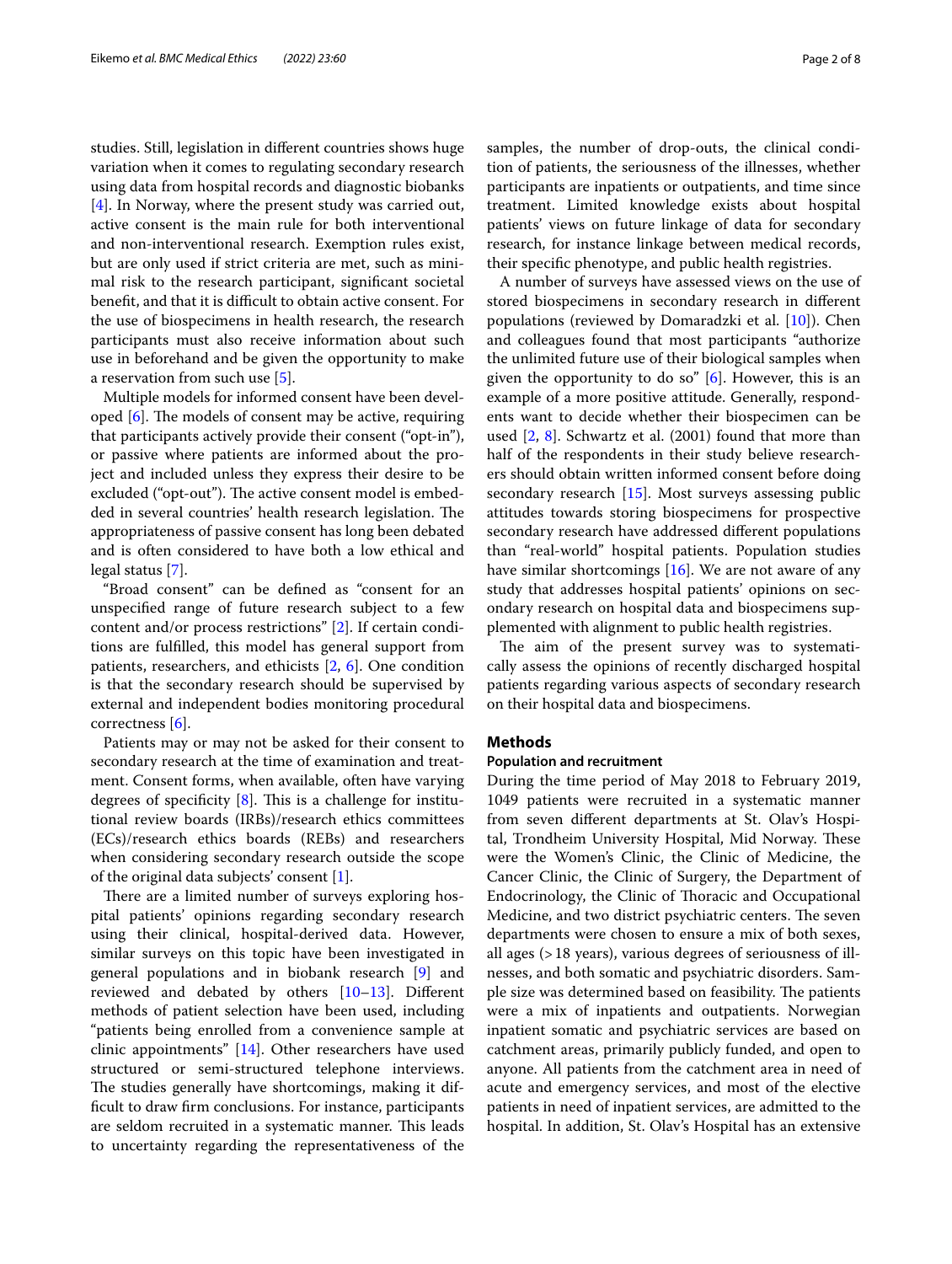studies. Still, legislation in different countries shows huge variation when it comes to regulating secondary research using data from hospital records and diagnostic biobanks [4]. In Norway, where the present study was carried out, active consent is the main rule for both interventional and non-interventional research. Exemption rules exist, but are only used if strict criteria are met, such as minimal risk to the research participant, significant societal benefit, and that it is difficult to obtain active consent. For the use of biospecimens in health research, the research participants must also receive information about such use in beforehand and be given the opportunity to make a reservation from such use [5].

Multiple models for informed consent have been developed [6]. The models of consent may be active, requiring that participants actively provide their consent ("opt-in"), or passive where patients are informed about the project and included unless they express their desire to be excluded ("opt-out"). The active consent model is embedded in several countries' health research legislation. The appropriateness of passive consent has long been debated and is often considered to have both a low ethical and legal status [7].

"Broad consent" can be defined as "consent for an unspecified range of future research subject to a few content and/or process restrictions" [2]. If certain conditions are fulfilled, this model has general support from patients, researchers, and ethicists [2, 6]. One condition is that the secondary research should be supervised by external and independent bodies monitoring procedural correctness [6].

Patients may or may not be asked for their consent to secondary research at the time of examination and treatment. Consent forms, when available, often have varying degrees of specificity [8]. This is a challenge for institutional review boards (IRBs)/research ethics committees (ECs)/research ethics boards (REBs) and researchers when considering secondary research outside the scope of the original data subjects' consent [1].

There are a limited number of surveys exploring hospital patients' opinions regarding secondary research using their clinical, hospital-derived data. However, similar surveys on this topic have been investigated in general populations and in biobank research [9] and reviewed and debated by others [10–13]. Different methods of patient selection have been used, including "patients being enrolled from a convenience sample at clinic appointments" [14]. Other researchers have used structured or semi-structured telephone interviews. The studies generally have shortcomings, making it difficult to draw firm conclusions. For instance, participants are seldom recruited in a systematic manner. This leads to uncertainty regarding the representativeness of the samples, the number of drop-outs, the clinical condition of patients, the seriousness of the illnesses, whether participants are inpatients or outpatients, and time since treatment. Limited knowledge exists about hospital patients' views on future linkage of data for secondary research, for instance linkage between medical records, their specific phenotype, and public health registries.

A number of surveys have assessed views on the use of stored biospecimens in secondary research in different populations (reviewed by Domaradzki et al. [10]). Chen and colleagues found that most participants "authorize the unlimited future use of their biological samples when given the opportunity to do so" [6]. However, this is an example of a more positive attitude. Generally, respondents want to decide whether their biospecimen can be used [2, 8]. Schwartz et al. (2001) found that more than half of the respondents in their study believe researchers should obtain written informed consent before doing secondary research [15]. Most surveys assessing public attitudes towards storing biospecimens for prospective secondary research have addressed different populations than "real-world" hospital patients. Population studies have similar shortcomings [16]. We are not aware of any study that addresses hospital patients' opinions on secondary research on hospital data and biospecimens supplemented with alignment to public health registries.

The aim of the present survey was to systematically assess the opinions of recently discharged hospital patients regarding various aspects of secondary research on their hospital data and biospecimens.

## Methods

### Population and recruitment

During the time period of May 2018 to February 2019, 1049 patients were recruited in a systematic manner from seven different departments at St. Olav's Hospital, Trondheim University Hospital, Mid Norway. These were the Women's Clinic, the Clinic of Medicine, the Cancer Clinic, the Clinic of Surgery, the Department of Endocrinology, the Clinic of Thoracic and Occupational Medicine, and two district psychiatric centers. The seven departments were chosen to ensure a mix of both sexes, all ages (> 18 years), various degrees of seriousness of illnesses, and both somatic and psychiatric disorders. Sample size was determined based on feasibility. The patients were a mix of inpatients and outpatients. Norwegian inpatient somatic and psychiatric services are based on catchment areas, primarily publicly funded, and open to anyone. All patients from the catchment area in need of acute and emergency services, and most of the elective patients in need of inpatient services, are admitted to the hospital. In addition, St. Olav's Hospital has an extensive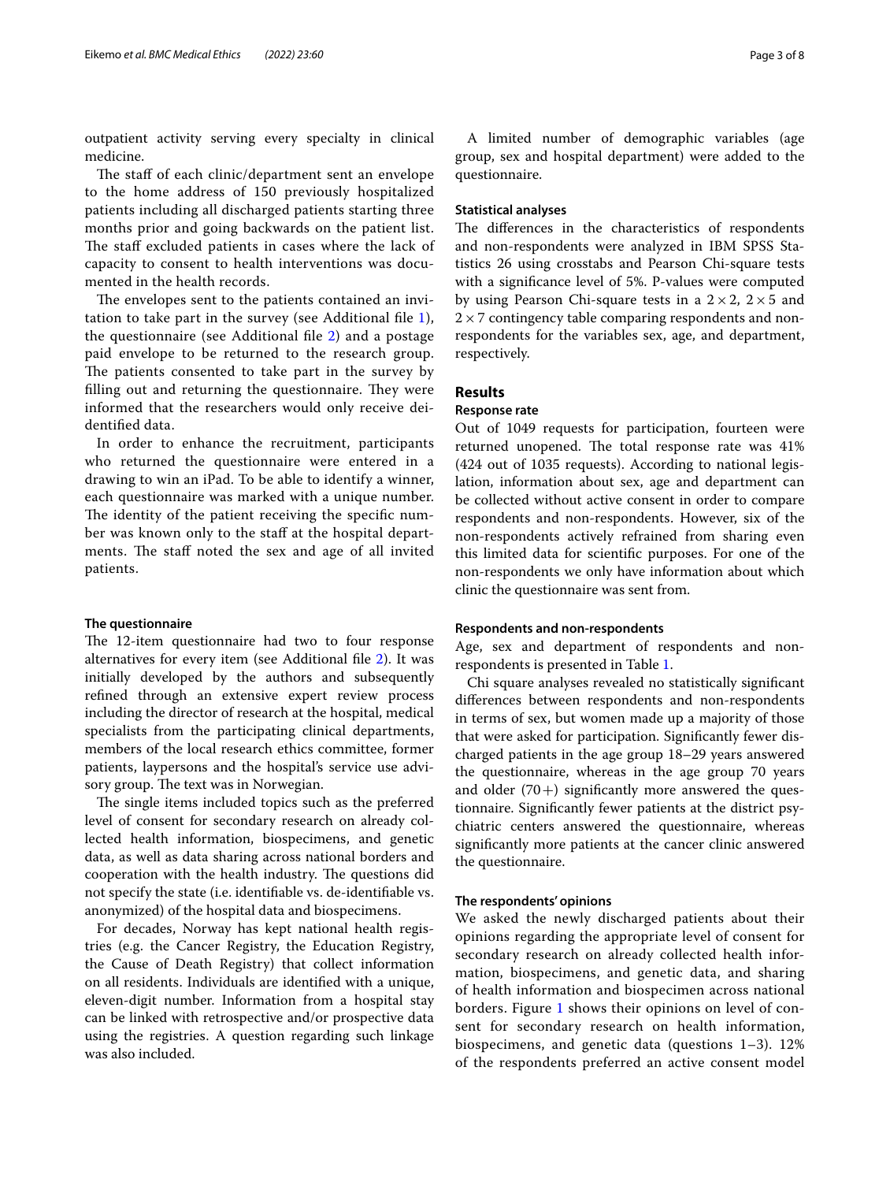outpatient activity serving every specialty in clinical medicine.

The staff of each clinic/department sent an envelope to the home address of 150 previously hospitalized patients including all discharged patients starting three months prior and going backwards on the patient list. The staff excluded patients in cases where the lack of capacity to consent to health interventions was documented in the health records.

The envelopes sent to the patients contained an invitation to take part in the survey (see Additional file 1), the questionnaire (see Additional file 2) and a postage paid envelope to be returned to the research group. The patients consented to take part in the survey by filling out and returning the questionnaire. They were informed that the researchers would only receive deidentified data.

In order to enhance the recruitment, participants who returned the questionnaire were entered in a drawing to win an iPad. To be able to identify a winner, each questionnaire was marked with a unique number. The identity of the patient receiving the specific number was known only to the staff at the hospital departments. The staff noted the sex and age of all invited patients.

### The questionnaire

The 12-item questionnaire had two to four response alternatives for every item (see Additional file 2). It was initially developed by the authors and subsequently refined through an extensive expert review process including the director of research at the hospital, medical specialists from the participating clinical departments, members of the local research ethics committee, former patients, laypersons and the hospital's service use advisory group. The text was in Norwegian.

The single items included topics such as the preferred level of consent for secondary research on already collected health information, biospecimens, and genetic data, as well as data sharing across national borders and cooperation with the health industry. The questions did not specify the state (i.e. identifiable vs. de-identifiable vs. anonymized) of the hospital data and biospecimens.

For decades, Norway has kept national health registries (e.g. the Cancer Registry, the Education Registry, the Cause of Death Registry) that collect information on all residents. Individuals are identified with a unique, eleven-digit number. Information from a hospital stay can be linked with retrospective and/or prospective data using the registries. A question regarding such linkage was also included.

A limited number of demographic variables (age group, sex and hospital department) were added to the questionnaire.

### Statistical analyses

The differences in the characteristics of respondents and non-respondents were analyzed in IBM SPSS Statistics 26 using crosstabs and Pearson Chi-square tests with a significance level of 5%. P-values were computed by using Pearson Chi-square tests in a $2 \times 2$, $2 \times 5$ and $2 \times 7$ contingency table comparing respondents and non-respondents for the variables sex, age, and department, respectively.

## Results

### Response rate

Out of 1049 requests for participation, fourteen were returned unopened. The total response rate was 41% (424 out of 1035 requests). According to national legislation, information about sex, age and department can be collected without active consent in order to compare respondents and non-respondents. However, six of the non-respondents actively refrained from sharing even this limited data for scientific purposes. For one of the non-respondents we only have information about which clinic the questionnaire was sent from.

### Respondents and non-respondents

Age, sex and department of respondents and non-respondents is presented in Table 1.

Chi square analyses revealed no statistically significant differences between respondents and non-respondents in terms of sex, but women made up a majority of those that were asked for participation. Significantly fewer discharged patients in the age group 18–29 years answered the questionnaire, whereas in the age group 70 years and older (70+) significantly more answered the questionnaire. Significantly fewer patients at the district psychiatric centers answered the questionnaire, whereas significantly more patients at the cancer clinic answered the questionnaire.

### The respondents' opinions

We asked the newly discharged patients about their opinions regarding the appropriate level of consent for secondary research on already collected health information, biospecimens, and genetic data, and sharing of health information and biospecimen across national borders. Figure 1 shows their opinions on level of consent for secondary research on health information, biospecimens, and genetic data (questions 1–3). 12% of the respondents preferred an active consent model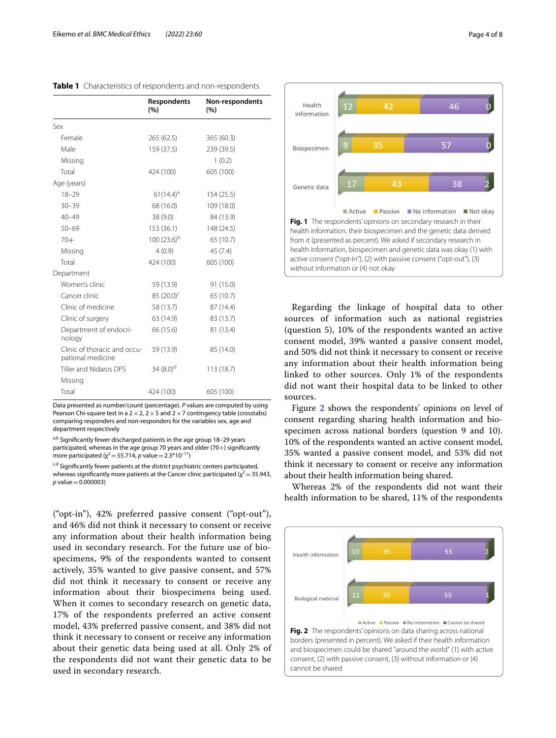**Table 1** Characteristics of respondents and non-respondents

| | Respondents (%) | Non-respondents (%) |
|---|---|---|
| Sex | | |
| Female | 265 (62.5) | 365 (60.3) |
| Male | 159 (37.5) | 239 (39.5) |
| Missing | | 1 (0.2) |
| Total | 424 (100) | 605 (100) |
| Age (years) | | |
| 18–29 | 61(14.4)[a] | 154 (25.5) |
| 30–39 | 68 (16.0) | 109 (18.0) |
| 40–49 | 38 (9.0) | 84 (13.9) |
| 50–69 | 153 (36.1) | 148 (24.5) |
| 70+ | 100 (23.6)[b] | 65 (10.7) |
| Missing | 4 (0.9) | 45 (7.4) |
| Total | 424 (100) | 605 (100) |
| Department | | |
| Women's clinic | 59 (13.9) | 91 (15.0) |
| Cancer clinic | 85 (20.0)[c] | 65 (10.7) |
| Clinic of medicine | 58 (13.7) | 87 (14.4) |
| Clinic of surgery | 63 (14.9) | 83 (13.7) |
| Department of endocrinology | 66 (15.6) | 81 (13.4) |
| Clinic of thoracic and occupational medicine | 59 (13.9) | 85 (14.0) |
| Tiller and Nidaros DPS | 34 (8.0)[d] | 113 (18.7) |
| Missing | | |
| Total | 424 (100) | 605 (100) |

Data presented as number/count (percentage). *P* values are computed by using Pearson Chi-square test in a 2 × 2, 2 × 5 and 2 × 7 contingency table (crosstabs) comparing responders and non-responders for the variables sex, age and department respectively

[a,b] Significantly fewer discharged patients in the age group 18–29 years participated, whereas in the age group 70 years and older (70+) significantly more participated ($\chi^2 = 55.714$, *p* value = $2.3 \times 10^{-11}$)

[c,d] Significantly fewer patients at the district psychiatric centers participated, whereas significantly more patients at the Cancer clinic participated ($\chi^2 = 35.943$, *p* value = 0.000003)

("opt-in"), 42% preferred passive consent ("opt-out"), and 46% did not think it necessary to consent or receive any information about their health information being used in secondary research. For the future use of biospecimens, 9% of the respondents wanted to consent actively, 35% wanted to give passive consent, and 57% did not think it necessary to consent or receive any information about their biospecimens being used. When it comes to secondary research on genetic data, 17% of the respondents preferred an active consent model, 43% preferred passive consent, and 38% did not think it necessary to consent or receive any information about their genetic data being used at all. Only 2% of the respondents did not want their genetic data to be used in secondary research.

Health information
12
42
46
0
Biospecimen
9
35
57
0
Genetic data
17
43
38
2
Active Passive No information Not okay

**Fig. 1** The respondents' opinions on secondary research in their health information, their biospecimen and the genetic data derived from it (presented as percent). We asked if secondary research in health information, biospecimen and genetic data was okay (1) with active consent ("opt-in"), (2) with passive consent ("opt-out"), (3) without information or (4) not okay

Regarding the linkage of hospital data to other sources of information such as national registries (question 5), 10% of the respondents wanted an active consent model, 39% wanted a passive consent model, and 50% did not think it necessary to consent or receive any information about their health information being linked to other sources. Only 1% of the respondents did not want their hospital data to be linked to other sources.

Figure 2 shows the respondents' opinions on level of consent regarding sharing health information and biospecimen across national borders (question 9 and 10). 10% of the respondents wanted an active consent model, 35% wanted a passive consent model, and 53% did not think it necessary to consent or receive any information about their health information being shared.

Whereas 2% of the respondents did not want their health information to be shared, 11% of the respondents

Health information
10
35
53
2
Biological material
11
33
55
1
Active Passive No information Cannot be shared

**Fig. 2** The respondents' opinions on data sharing across national borders (presented in percent). We asked if their health information and biospecimen could be shared "around the world" (1) with active consent, (2) with passive consent, (3) without information or (4) cannot be shared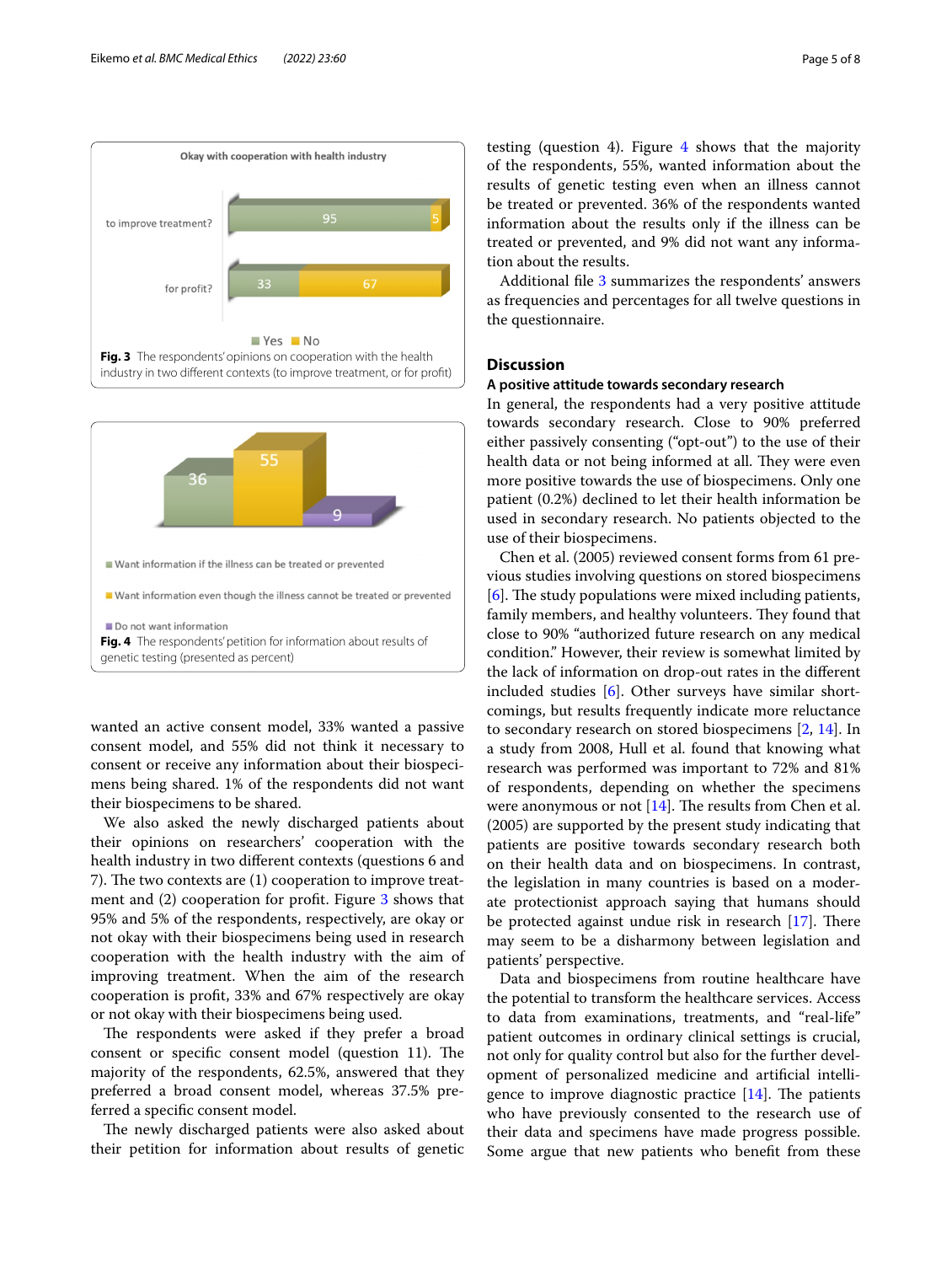Okay with cooperation with health industry

to improve treatment? 95 5

for profit? 33 67

Yes No

**Fig. 3** The respondents' opinions on cooperation with the health industry in two different contexts (to improve treatment, or for profit)

36 55 9

Want information if the illness can be treated or prevented

Want information even though the illness cannot be treated or prevented

Do not want information

**Fig. 4** The respondents' petition for information about results of genetic testing (presented as percent)

wanted an active consent model, 33% wanted a passive consent model, and 55% did not think it necessary to consent or receive any information about their biospecimens being shared. 1% of the respondents did not want their biospecimens to be shared.

We also asked the newly discharged patients about their opinions on researchers' cooperation with the health industry in two different contexts (questions 6 and 7). The two contexts are (1) cooperation to improve treatment and (2) cooperation for profit. Figure 3 shows that 95% and 5% of the respondents, respectively, are okay or not okay with their biospecimens being used in research cooperation with the health industry with the aim of improving treatment. When the aim of the research cooperation is profit, 33% and 67% respectively are okay or not okay with their biospecimens being used.

The respondents were asked if they prefer a broad consent or specific consent model (question 11). The majority of the respondents, 62.5%, answered that they preferred a broad consent model, whereas 37.5% preferred a specific consent model.

The newly discharged patients were also asked about their petition for information about results of genetic testing (question 4). Figure 4 shows that the majority of the respondents, 55%, wanted information about the results of genetic testing even when an illness cannot be treated or prevented. 36% of the respondents wanted information about the results only if the illness can be treated or prevented, and 9% did not want any information about the results.

Additional file 3 summarizes the respondents' answers as frequencies and percentages for all twelve questions in the questionnaire.

## Discussion

### A positive attitude towards secondary research

In general, the respondents had a very positive attitude towards secondary research. Close to 90% preferred either passively consenting ("opt-out") to the use of their health data or not being informed at all. They were even more positive towards the use of biospecimens. Only one patient (0.2%) declined to let their health information be used in secondary research. No patients objected to the use of their biospecimens.

Chen et al. (2005) reviewed consent forms from 61 previous studies involving questions on stored biospecimens [6]. The study populations were mixed including patients, family members, and healthy volunteers. They found that close to 90% "authorized future research on any medical condition." However, their review is somewhat limited by the lack of information on drop-out rates in the different included studies [6]. Other surveys have similar shortcomings, but results frequently indicate more reluctance to secondary research on stored biospecimens [2, 14]. In a study from 2008, Hull et al. found that knowing what research was performed was important to 72% and 81% of respondents, depending on whether the specimens were anonymous or not [14]. The results from Chen et al. (2005) are supported by the present study indicating that patients are positive towards secondary research both on their health data and on biospecimens. In contrast, the legislation in many countries is based on a moderate protectionist approach saying that humans should be protected against undue risk in research [17]. There may seem to be a disharmony between legislation and patients' perspective.

Data and biospecimens from routine healthcare have the potential to transform the healthcare services. Access to data from examinations, treatments, and "real-life" patient outcomes in ordinary clinical settings is crucial, not only for quality control but also for the further development of personalized medicine and artificial intelligence to improve diagnostic practice [14]. The patients who have previously consented to the research use of their data and specimens have made progress possible. Some argue that new patients who benefit from these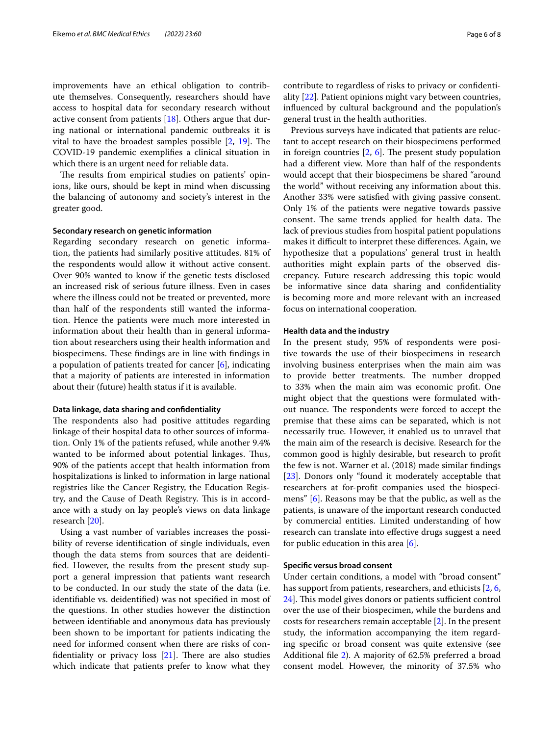improvements have an ethical obligation to contribute themselves. Consequently, researchers should have access to hospital data for secondary research without active consent from patients [18]. Others argue that during national or international pandemic outbreaks it is vital to have the broadest samples possible [2, 19]. The COVID-19 pandemic exemplifies a clinical situation in which there is an urgent need for reliable data.

The results from empirical studies on patients' opinions, like ours, should be kept in mind when discussing the balancing of autonomy and society's interest in the greater good.

#### Secondary research on genetic information

Regarding secondary research on genetic information, the patients had similarly positive attitudes. 81% of the respondents would allow it without active consent. Over 90% wanted to know if the genetic tests disclosed an increased risk of serious future illness. Even in cases where the illness could not be treated or prevented, more than half of the respondents still wanted the information. Hence the patients were much more interested in information about their health than in general information about researchers using their health information and biospecimens. These findings are in line with findings in a population of patients treated for cancer [6], indicating that a majority of patients are interested in information about their (future) health status if it is available.

#### Data linkage, data sharing and confidentiality

The respondents also had positive attitudes regarding linkage of their hospital data to other sources of information. Only 1% of the patients refused, while another 9.4% wanted to be informed about potential linkages. Thus, 90% of the patients accept that health information from hospitalizations is linked to information in large national registries like the Cancer Registry, the Education Registry, and the Cause of Death Registry. This is in accordance with a study on lay people's views on data linkage research [20].

Using a vast number of variables increases the possibility of reverse identification of single individuals, even though the data stems from sources that are deidentified. However, the results from the present study support a general impression that patients want research to be conducted. In our study the state of the data (i.e. identifiable vs. deidentified) was not specified in most of the questions. In other studies however the distinction between identifiable and anonymous data has previously been shown to be important for patients indicating the need for informed consent when there are risks of confidentiality or privacy loss [21]. There are also studies which indicate that patients prefer to know what they contribute to regardless of risks to privacy or confidentiality [22]. Patient opinions might vary between countries, influenced by cultural background and the population's general trust in the health authorities.

Previous surveys have indicated that patients are reluctant to accept research on their biospecimens performed in foreign countries [2, 6]. The present study population had a different view. More than half of the respondents would accept that their biospecimens be shared "around the world" without receiving any information about this. Another 33% were satisfied with giving passive consent. Only 1% of the patients were negative towards passive consent. The same trends applied for health data. The lack of previous studies from hospital patient populations makes it difficult to interpret these differences. Again, we hypothesize that a populations' general trust in health authorities might explain parts of the observed discrepancy. Future research addressing this topic would be informative since data sharing and confidentiality is becoming more and more relevant with an increased focus on international cooperation.

#### Health data and the industry

In the present study, 95% of respondents were positive towards the use of their biospecimens in research involving business enterprises when the main aim was to provide better treatments. The number dropped to 33% when the main aim was economic profit. One might object that the questions were formulated without nuance. The respondents were forced to accept the premise that these aims can be separated, which is not necessarily true. However, it enabled us to unravel that the main aim of the research is decisive. Research for the common good is highly desirable, but research to profit the few is not. Warner et al. (2018) made similar findings [23]. Donors only "found it moderately acceptable that researchers at for-profit companies used the biospecimens" [6]. Reasons may be that the public, as well as the patients, is unaware of the important research conducted by commercial entities. Limited understanding of how research can translate into effective drugs suggest a need for public education in this area [6].

#### Specific versus broad consent

Under certain conditions, a model with "broad consent" has support from patients, researchers, and ethicists [2, 6, 24]. This model gives donors or patients sufficient control over the use of their biospecimen, while the burdens and costs for researchers remain acceptable [2]. In the present study, the information accompanying the item regarding specific or broad consent was quite extensive (see Additional file 2). A majority of 62.5% preferred a broad consent model. However, the minority of 37.5% who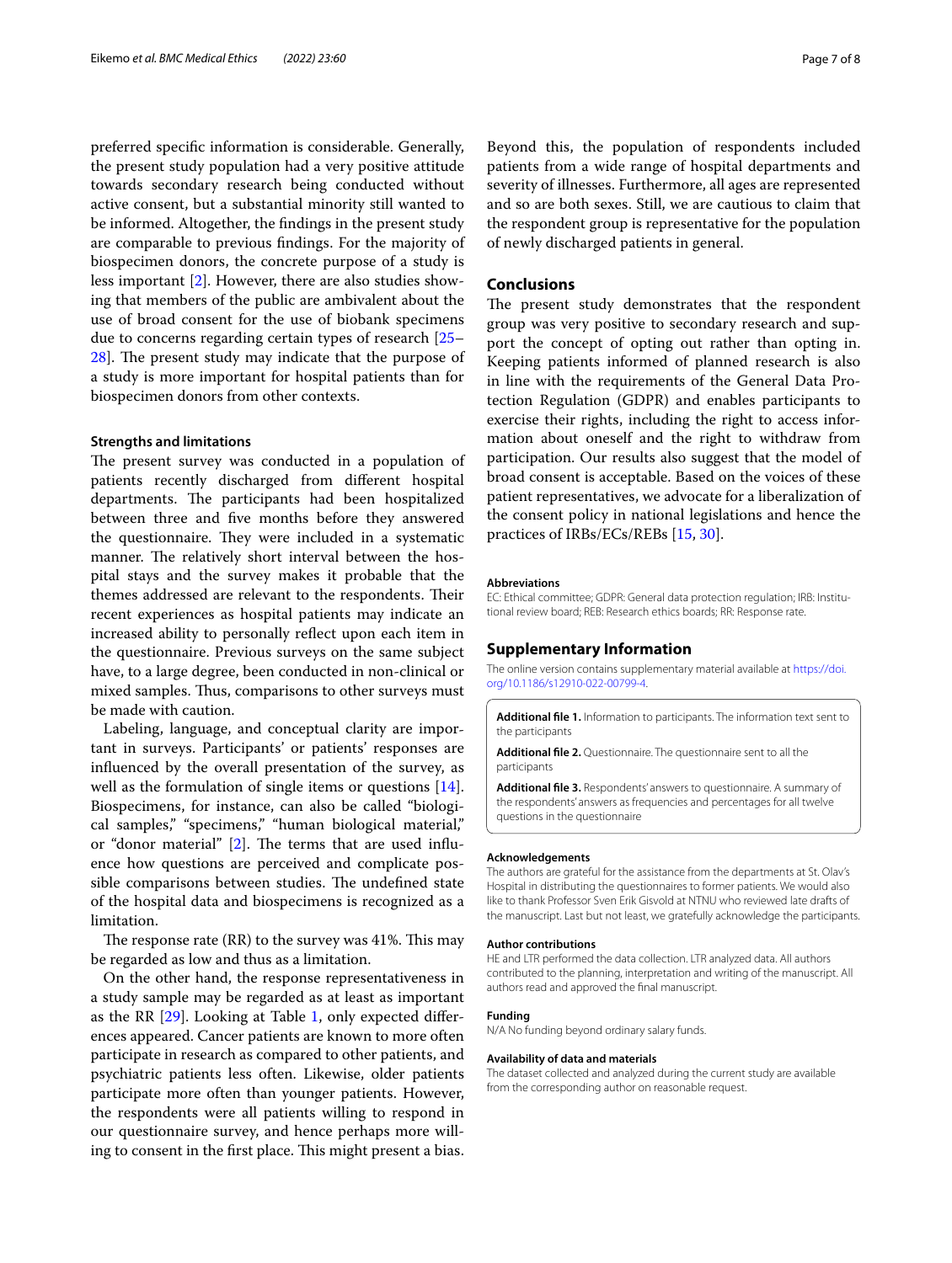preferred specific information is considerable. Generally, the present study population had a very positive attitude towards secondary research being conducted without active consent, but a substantial minority still wanted to be informed. Altogether, the findings in the present study are comparable to previous findings. For the majority of biospecimen donors, the concrete purpose of a study is less important [2]. However, there are also studies showing that members of the public are ambivalent about the use of broad consent for the use of biobank specimens due to concerns regarding certain types of research [25–28]. The present study may indicate that the purpose of a study is more important for hospital patients than for biospecimen donors from other contexts.

### Strengths and limitations

The present survey was conducted in a population of patients recently discharged from different hospital departments. The participants had been hospitalized between three and five months before they answered the questionnaire. They were included in a systematic manner. The relatively short interval between the hospital stays and the survey makes it probable that the themes addressed are relevant to the respondents. Their recent experiences as hospital patients may indicate an increased ability to personally reflect upon each item in the questionnaire. Previous surveys on the same subject have, to a large degree, been conducted in non-clinical or mixed samples. Thus, comparisons to other surveys must be made with caution.

Labeling, language, and conceptual clarity are important in surveys. Participants' or patients' responses are influenced by the overall presentation of the survey, as well as the formulation of single items or questions [14]. Biospecimens, for instance, can also be called "biological samples," "specimens," "human biological material," or "donor material" [2]. The terms that are used influence how questions are perceived and complicate possible comparisons between studies. The undefined state of the hospital data and biospecimens is recognized as a limitation.

The response rate (RR) to the survey was 41%. This may be regarded as low and thus as a limitation.

On the other hand, the response representativeness in a study sample may be regarded as at least as important as the RR [29]. Looking at Table 1, only expected differences appeared. Cancer patients are known to more often participate in research as compared to other patients, and psychiatric patients less often. Likewise, older patients participate more often than younger patients. However, the respondents were all patients willing to respond in our questionnaire survey, and hence perhaps more willing to consent in the first place. This might present a bias. Beyond this, the population of respondents included patients from a wide range of hospital departments and severity of illnesses. Furthermore, all ages are represented and so are both sexes. Still, we are cautious to claim that the respondent group is representative for the population of newly discharged patients in general.

## Conclusions

The present study demonstrates that the respondent group was very positive to secondary research and support the concept of opting out rather than opting in. Keeping patients informed of planned research is also in line with the requirements of the General Data Protection Regulation (GDPR) and enables participants to exercise their rights, including the right to access information about oneself and the right to withdraw from participation. Our results also suggest that the model of broad consent is acceptable. Based on the voices of these patient representatives, we advocate for a liberalization of the consent policy in national legislations and hence the practices of IRBs/ECs/REBs [15, 30].

#### Abbreviations

EC: Ethical committee; GDPR: General data protection regulation; IRB: Institutional review board; REB: Research ethics boards; RR: Response rate.

## Supplementary Information

The online version contains supplementary material available at https://doi.org/10.1186/s12910-022-00799-4.

**Additional file 1.** Information to participants. The information text sent to the participants

**Additional file 2.** Questionnaire. The questionnaire sent to all the participants

**Additional file 3.** Respondents' answers to questionnaire. A summary of the respondents' answers as frequencies and percentages for all twelve questions in the questionnaire

#### Acknowledgements

The authors are grateful for the assistance from the departments at St. Olav's Hospital in distributing the questionnaires to former patients. We would also like to thank Professor Sven Erik Gisvold at NTNU who reviewed late drafts of the manuscript. Last but not least, we gratefully acknowledge the participants.

#### Author contributions

HE and LTR performed the data collection. LTR analyzed data. All authors contributed to the planning, interpretation and writing of the manuscript. All authors read and approved the final manuscript.

#### Funding

N/A No funding beyond ordinary salary funds.

#### Availability of data and materials

The dataset collected and analyzed during the current study are available from the corresponding author on reasonable request.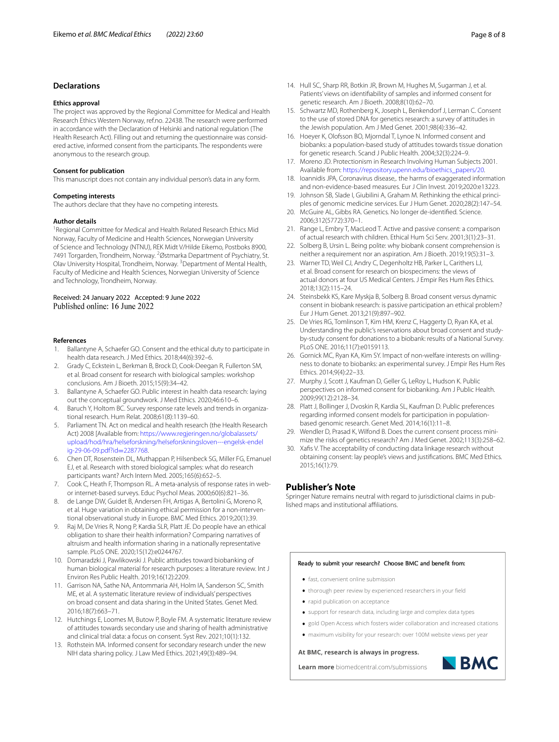## Declarations

### Ethics approval

The project was approved by the Regional Committee for Medical and Health Research Ethics Western Norway, ref.no. 22438. The research were performed in accordance with the Declaration of Helsinki and national regulation (The Health Research Act). Filling out and returning the questionnaire was considered active, informed consent from the participants. The respondents were anonymous to the research group.

### Consent for publication

This manuscript does not contain any individual person's data in any form.

### Competing interests

The authors declare that they have no competing interests.

### Author details

[1]Regional Committee for Medical and Health Related Research Ethics Mid Norway, Faculty of Medicine and Health Sciences, Norwegian University of Science and Technology (NTNU), REK Midt V/Hilde Eikemo, Postboks 8900, 7491 Torgarden, Trondheim, Norway. [2]Østmarka Department of Psychiatry, St. Olav University Hospital, Trondheim, Norway. [3]Department of Mental Health, Faculty of Medicine and Health Sciences, Norwegian University of Science and Technology, Trondheim, Norway.

Received: 24 January 2022 Accepted: 9 June 2022
Published online: 16 June 2022

## References

1. Ballantyne A, Schaefer GO. Consent and the ethical duty to participate in health data research. J Med Ethics. 2018;44(6):392–6.
2. Grady C, Eckstein L, Berkman B, Brock D, Cook-Deegan R, Fullerton SM, et al. Broad consent for research with biological samples: workshop conclusions. Am J Bioeth. 2015;15(9):34–42.
3. Ballantyne A, Schaefer GO. Public interest in health data research: laying out the conceptual groundwork. J Med Ethics. 2020;46:610–6.
4. Baruch Y, Holtom BC. Survey response rate levels and trends in organizational research. Hum Relat. 2008;61(8):1139–60.
5. Parliament TN. Act on medical and health research (the Health Research Act) 2008 [Available from: https://www.regjeringen.no/globalassets/upload/hod/hra/helseforskning/helseforskningsloven---engelsk-endelig-29-06-09.pdf?id=2287768.
6. Chen DT, Rosenstein DL, Muthappan P, Hilsenbeck SG, Miller FG, Emanuel EJ, et al. Research with stored biological samples: what do research participants want? Arch Intern Med. 2005;165(6):652–5.
7. Cook C, Heath F, Thompson RL. A meta-analysis of response rates in web- or internet-based surveys. Educ Psychol Meas. 2000;60(6):821–36.
8. de Lange DW, Guidet B, Andersen FH, Artigas A, Bertolini G, Moreno R, et al. Huge variation in obtaining ethical permission for a non-interventional observational study in Europe. BMC Med Ethics. 2019;20(1):39.
9. Raj M, De Vries R, Nong P, Kardia SLR, Platt JE. Do people have an ethical obligation to share their health information? Comparing narratives of altruism and health information sharing in a nationally representative sample. PLoS ONE. 2020;15(12):e0244767.
10. Domaradzki J, Pawlikowski J. Public attitudes toward biobanking of human biological material for research purposes: a literature review. Int J Environ Res Public Health. 2019;16(12):2209.
11. Garrison NA, Sathe NA, Antommaria AH, Holm IA, Sanderson SC, Smith ME, et al. A systematic literature review of individuals' perspectives on broad consent and data sharing in the United States. Genet Med. 2016;18(7):663–71.
12. Hutchings E, Loomes M, Butow P, Boyle FM. A systematic literature review of attitudes towards secondary use and sharing of health administrative and clinical trial data: a focus on consent. Syst Rev. 2021;10(1):132.
13. Rothstein MA. Informed consent for secondary research under the new NIH data sharing policy. J Law Med Ethics. 2021;49(3):489–94.
14. Hull SC, Sharp RR, Botkin JR, Brown M, Hughes M, Sugarman J, et al. Patients' views on identifiability of samples and informed consent for genetic research. Am J Bioeth. 2008;8(10):62–70.
15. Schwartz MD, Rothenberg K, Joseph L, Benkendorf J, Lerman C. Consent to the use of stored DNA for genetics research: a survey of attitudes in the Jewish population. Am J Med Genet. 2001;98(4):336–42.
16. Hoeyer K, Olofsson BO, Mjorndal T, Lynoe N. Informed consent and biobanks: a population-based study of attitudes towards tissue donation for genetic research. Scand J Public Health. 2004;32(3):224–9.
17. Moreno JD. Protectionism in Research Involving Human Subjects 2001. Available from: https://repository.upenn.edu/bioethics_papers/20.
18. Ioannidis JPA, Coronavirus disease,. the harms of exaggerated information and non-evidence-based measures. Eur J Clin Invest. 2019;2020:e13223.
19. Johnson SB, Slade I, Giubilini A, Graham M. Rethinking the ethical principles of genomic medicine services. Eur J Hum Genet. 2020;28(2):147–54.
20. McGuire AL, Gibbs RA. Genetics. No longer de-identified. Science. 2006;312(5772):370–1.
21. Range L, Embry T, MacLeod T. Active and passive consent: a comparison of actual research with children. Ethical Hum Sci Serv. 2001;3(1):23–31.
22. Solberg B, Ursin L. Being polite: why biobank consent comprehension is neither a requirement nor an aspiration. Am J Bioeth. 2019;19(5):31–3.
23. Warner TD, Weil CJ, Andry C, Degenholtz HB, Parker L, Carithers LJ, et al. Broad consent for research on biospecimens: the views of actual donors at four US Medical Centers. J Empir Res Hum Res Ethics. 2018;13(2):115–24.
24. Steinsbekk KS, Kare Myskja B, Solberg B. Broad consent versus dynamic consent in biobank research: is passive participation an ethical problem? Eur J Hum Genet. 2013;21(9):897–902.
25. De Vries RG, Tomlinson T, Kim HM, Krenz C, Haggerty D, Ryan KA, et al. Understanding the public's reservations about broad consent and study-by-study consent for donations to a biobank: results of a National Survey. PLoS ONE. 2016;11(7):e0159113.
26. Gornick MC, Ryan KA, Kim SY. Impact of non-welfare interests on willingness to donate to biobanks: an experimental survey. J Empir Res Hum Res Ethics. 2014;9(4):22–33.
27. Murphy J, Scott J, Kaufman D, Geller G, LeRoy L, Hudson K. Public perspectives on informed consent for biobanking. Am J Public Health. 2009;99(12):2128–34.
28. Platt J, Bollinger J, Dvoskin R, Kardia SL, Kaufman D. Public preferences regarding informed consent models for participation in population-based genomic research. Genet Med. 2014;16(1):11–8.
29. Wendler D, Prasad K, Wilfond B. Does the current consent process minimize the risks of genetics research? Am J Med Genet. 2002;113(3):258–62.
30. Xafis V. The acceptability of conducting data linkage research without obtaining consent: lay people's views and justifications. BMC Med Ethics. 2015;16(1):79.

## Publisher's Note

Springer Nature remains neutral with regard to jurisdictional claims in published maps and institutional affiliations.